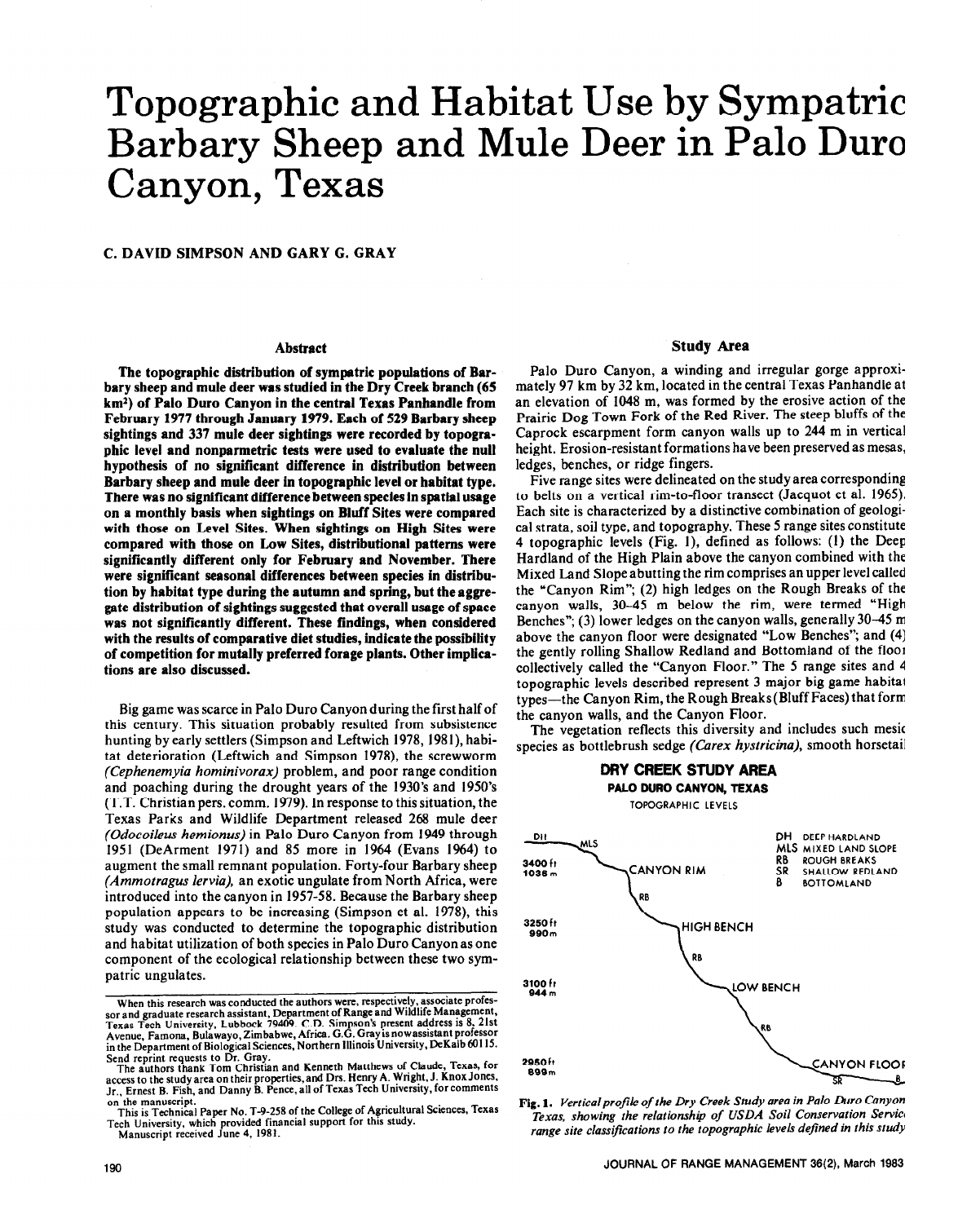# Topographic and Habitat Use by Sympatric Barbary Sheep and Mule Deer in Palo Duro Canyon, Texas

C. DAVID SIMPSON AND GARY G. GRAY

## Abstract

**The topographic distribution of sympatric populations of Barbary sheep and mule deer was studied in the Dry Creek branch (65 km²) of Palo Duro Canyon in the central Texas Panhandle from February 1977 through January 1979. Each of 529 Barbary sheep sightings and 337 mule deer sightings were recorded by topographic level and nonparmetric tests were used to evaluate the null hypothesis of no significant difference in distribution between Barbary sheep and mule deer in topographic level or habitat type. There was no significant difference between species in spatial usage on a monthly basis when sightings on Bluff Sites were compared with those on Level Sites. When sightings on High Sites were compared with those on Low Sites, distributional patterns were significantly different only for February and November. There were significant seasonal differences between species in distribution by habitat type during the autumn and spring, but the aggregate distribution of sightings suggested that overall usage of space was not significantly different. These findings, when considered with the results of comparative diet studies, indicate the possibility of competition for mutally preferred forage plants. Other implications are also discussed.**

Big game was scarce in Palo Duro Canyon during the first half of this century. This situation probably resulted from subsistence hunting by early settlers (Simpson and Leftwich 1978, 1981), habitat deterioration (Leftwich and Simpson 1978), the screwworm *(Cephenemyia hominivorax)* problem, and poor range condition and poaching during the drought years of the 1930's and 1950's (T.T. Christian pers. comm. 1979). In response to this situation, the Texas Parks and Wildlife Department released 268 mule deer *(Odocoileus hemionus)* in Palo Duro Canyon from 1949 through 1951 (DeArment 1971) and 85 more in 1964 (Evans 1964) to augment the small remnant population. Forty-four Barbary sheep *(Ammotragus lervia)*, an exotic ungulate from North Africa, were introduced into the canyon in 1957-58. Because the Barbary sheep population appears to be increasing (Simpson et al. 1978), this study was conducted to determine the topographic distribution and habitat utilization of both species in Palo Duro Canyon as one component of the ecological relationship between these two sympatric ungulates.

When this research was conducted the authors were, respectively, associate professor and graduate research assistant, Department of Range and Wildlife Management, Texas Tech University, Lubbock 79409. C.D. Simpson's present address is 8, 21st Avenue, Famona, Bulawayo, Zimbabwe, Africa. G.G. Gray is now assistant professor in the Department of Biological Sciences, Northern Illinois University, DeKalb 60115. Send reprint requests to Dr. Gray.

The authors thank Tom Christian and Kenneth Matthews of Claude, Texas, for access to the study area on their properties, and Drs. Henry A. Wright, J. Knox Jones, Jr., Ernest B. Fish, and Danny B. Pence, all of Texas Tech University, for comments on the manuscript.

This is Technical Paper No. T-9-258 of the College of Agricultural Sciences, Texas Tech University, which provided financial support for this study.

Manuscript received June 4, 1981.

## Study Area

Palo Duro Canyon, a winding and irregular gorge approximately 97 km by 32 km, located in the central Texas Panhandle at an elevation of 1048 m, was formed by the erosive action of the Prairie Dog Town Fork of the Red River. The steep bluffs of the Caprock escarpment form canyon walls up to 244 m in vertical height. Erosion-resistant formations have been preserved as mesas, ledges, benches, or ridge fingers.

Five range sites were delineated on the study area corresponding to belts on a vertical rim-to-floor transect (Jacquot et al. 1965). Each site is characterized by a distinctive combination of geological strata, soil type, and topography. These 5 range sites constitute 4 topographic levels (Fig. 1), defined as follows: (1) the Deep Hardland of the High Plain above the canyon combined with the Mixed Land Slope abutting the rim comprises an upper level called the "Canyon Rim"; (2) high ledges on the Rough Breaks of the canyon walls, 30–45 m below the rim, were termed "High Benches"; (3) lower ledges on the canyon walls, generally 30–45 m above the canyon floor were designated "Low Benches"; and (4) the gently rolling Shallow Redland and Bottomland of the floor collectively called the "Canyon Floor." The 5 range sites and 4 topographic levels described represent 3 major big game habitat types—the Canyon Rim, the Rough Breaks (Bluff Faces) that form the canyon walls, and the Canyon Floor.

The vegetation reflects this diversity and includes such mesic species as bottlebrush sedge *(Carex hystricina)*, smooth horsetail

**DRY CREEK STUDY AREA**
**PALO DURO CANYON, TEXAS**
TOPOGRAPHIC LEVELS

DH DEEP HARDLAND
MLS MIXED LAND SLOPE
RB ROUGH BREAKS
SR SHALLOW REDLAND
B BOTTOMLAND

3400 ft / 1036 m — CANYON RIM
3250 ft / 990 m — HIGH BENCH
3100 ft / 944 m — LOW BENCH
2950 ft / 899 m — CANYON FLOOR

**Fig. 1.** *Vertical profile of the Dry Creek Study area in Palo Duro Canyon Texas, showing the relationship of USDA Soil Conservation Service range site classifications to the topographic levels defined in this study*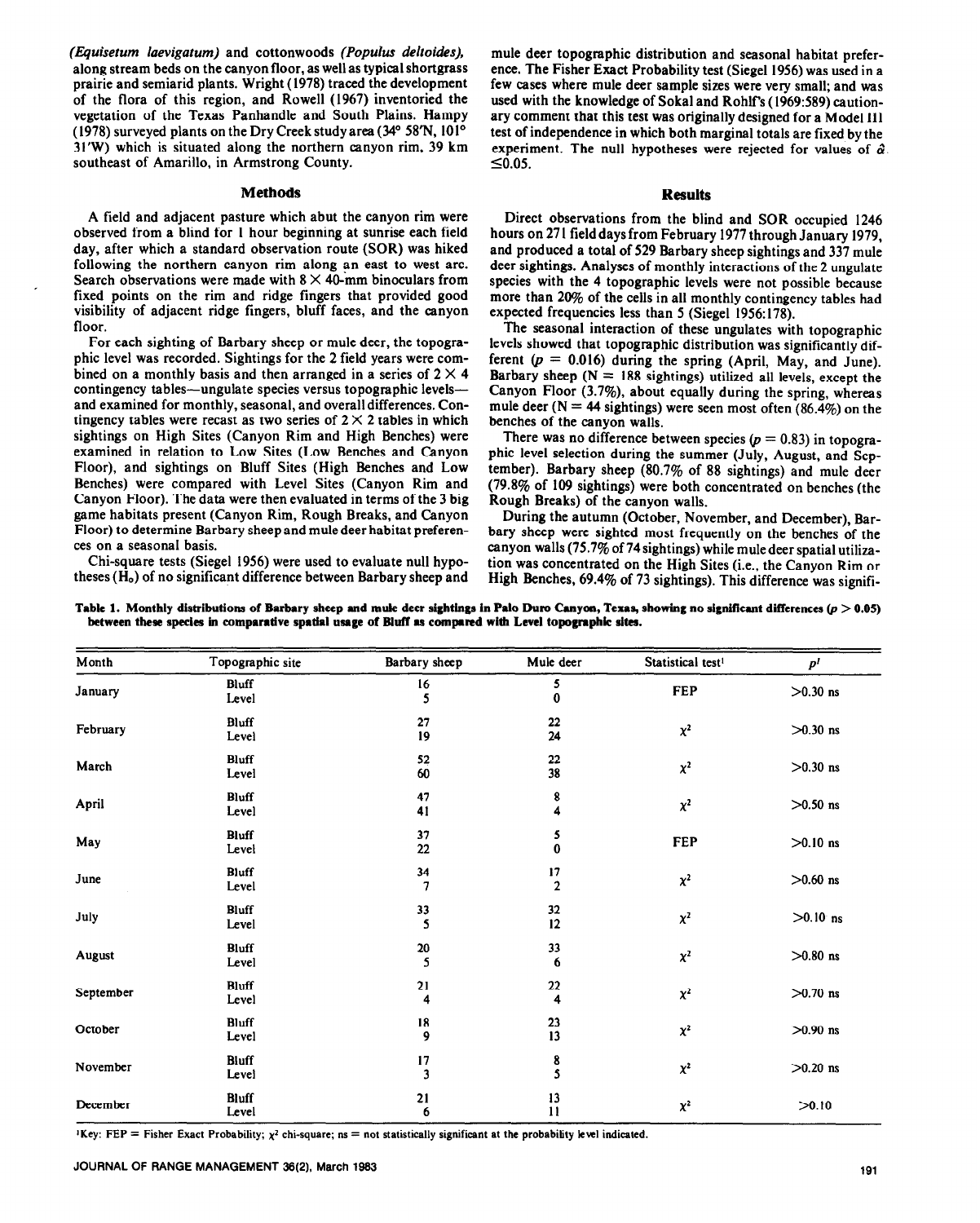(*Equisetum laevigatum*) and cottonwoods (*Populus deltoides*), along stream beds on the canyon floor, as well as typical shortgrass prairie and semiarid plants. Wright (1978) traced the development of the flora of this region, and Rowell (1967) inventoried the vegetation of the Texas Panhandle and South Plains. Hampy (1978) surveyed plants on the Dry Creek study area (34° 58'N, 101° 31'W) which is situated along the northern canyon rim, 39 km southeast of Amarillo, in Armstrong County.

## Methods

A field and adjacent pasture which abut the canyon rim were observed from a blind for 1 hour beginning at sunrise each field day, after which a standard observation route (SOR) was hiked following the northern canyon rim along an east to west arc. Search observations were made with 8 × 40-mm binoculars from fixed points on the rim and ridge fingers that provided good visibility of adjacent ridge fingers, bluff faces, and the canyon floor.

For each sighting of Barbary sheep or mule deer, the topographic level was recorded. Sightings for the 2 field years were combined on a monthly basis and then arranged in a series of 2 × 4 contingency tables—ungulate species versus topographic levels—and examined for monthly, seasonal, and overall differences. Contingency tables were recast as two series of 2 × 2 tables in which sightings on High Sites (Canyon Rim and High Benches) were examined in relation to Low Sites (Low Benches and Canyon Floor), and sightings on Bluff Sites (High Benches and Low Benches) were compared with Level Sites (Canyon Rim and Canyon Floor). The data were then evaluated in terms of the 3 big game habitats present (Canyon Rim, Rough Breaks, and Canyon Floor) to determine Barbary sheep and mule deer habitat preferences on a seasonal basis.

Chi-square tests (Siegel 1956) were used to evaluate null hypotheses ($H_o$) of no significant difference between Barbary sheep and mule deer topographic distribution and seasonal habitat preference. The Fisher Exact Probability test (Siegel 1956) was used in a few cases where mule deer sample sizes were very small; and was used with the knowledge of Sokal and Rohlf's (1969:589) cautionary comment that this test was originally designed for a Model III test of independence in which both marginal totals are fixed by the experiment. The null hypotheses were rejected for values of $\hat{\alpha} \leq 0.05$.

## Results

Direct observations from the blind and SOR occupied 1246 hours on 271 field days from February 1977 through January 1979, and produced a total of 529 Barbary sheep sightings and 337 mule deer sightings. Analyses of monthly interactions of the 2 ungulate species with the 4 topographic levels were not possible because more than 20% of the cells in all monthly contingency tables had expected frequencies less than 5 (Siegel 1956:178).

The seasonal interaction of these ungulates with topographic levels showed that topographic distribution was significantly different ($p = 0.016$) during the spring (April, May, and June). Barbary sheep (N = 188 sightings) utilized all levels, except the Canyon Floor (3.7%), about equally during the spring, whereas mule deer (N = 44 sightings) were seen most often (86.4%) on the benches of the canyon walls.

There was no difference between species ($p = 0.83$) in topographic level selection during the summer (July, August, and September). Barbary sheep (80.7% of 88 sightings) and mule deer (79.8% of 109 sightings) were both concentrated on benches (the Rough Breaks) of the canyon walls.

During the autumn (October, November, and December), Barbary sheep were sighted most frequently on the benches of the canyon walls (75.7% of 74 sightings) while mule deer spatial utilization was concentrated on the High Sites (i.e., the Canyon Rim or High Benches, 69.4% of 73 sightings). This difference was signifi-

**Table 1. Monthly distributions of Barbary sheep and mule deer sightings in Palo Duro Canyon, Texas, showing no significant differences ($p > 0.05$) between these species in comparative spatial usage of Bluff as compared with Level topographic sites.**

| Month | Topographic site | Barbary sheep | Mule deer | Statistical test[1] | $p^1$ |
|---|---|---|---|---|---|
| January | Bluff | 16 | 5 | FEP | >0.30 ns |
| | Level | 5 | 0 | | |
| February | Bluff | 27 | 22 | $\chi^2$ | >0.30 ns |
| | Level | 19 | 24 | | |
| March | Bluff | 52 | 22 | $\chi^2$ | >0.30 ns |
| | Level | 60 | 38 | | |
| April | Bluff | 47 | 8 | $\chi^2$ | >0.50 ns |
| | Level | 41 | 4 | | |
| May | Bluff | 37 | 5 | FEP | >0.10 ns |
| | Level | 22 | 0 | | |
| June | Bluff | 34 | 17 | $\chi^2$ | >0.60 ns |
| | Level | 7 | 2 | | |
| July | Bluff | 33 | 32 | $\chi^2$ | >0.10 ns |
| | Level | 5 | 12 | | |
| August | Bluff | 20 | 33 | $\chi^2$ | >0.80 ns |
| | Level | 5 | 6 | | |
| September | Bluff | 21 | 22 | $\chi^2$ | >0.70 ns |
| | Level | 4 | 4 | | |
| October | Bluff | 18 | 23 | $\chi^2$ | >0.90 ns |
| | Level | 9 | 13 | | |
| November | Bluff | 17 | 8 | $\chi^2$ | >0.20 ns |
| | Level | 3 | 5 | | |
| December | Bluff | 21 | 13 | $\chi^2$ | >0.10 |
| | Level | 6 | 11 | | |

[1]Key: FEP = Fisher Exact Probability; $\chi^2$ chi-square; ns = not statistically significant at the probability level indicated.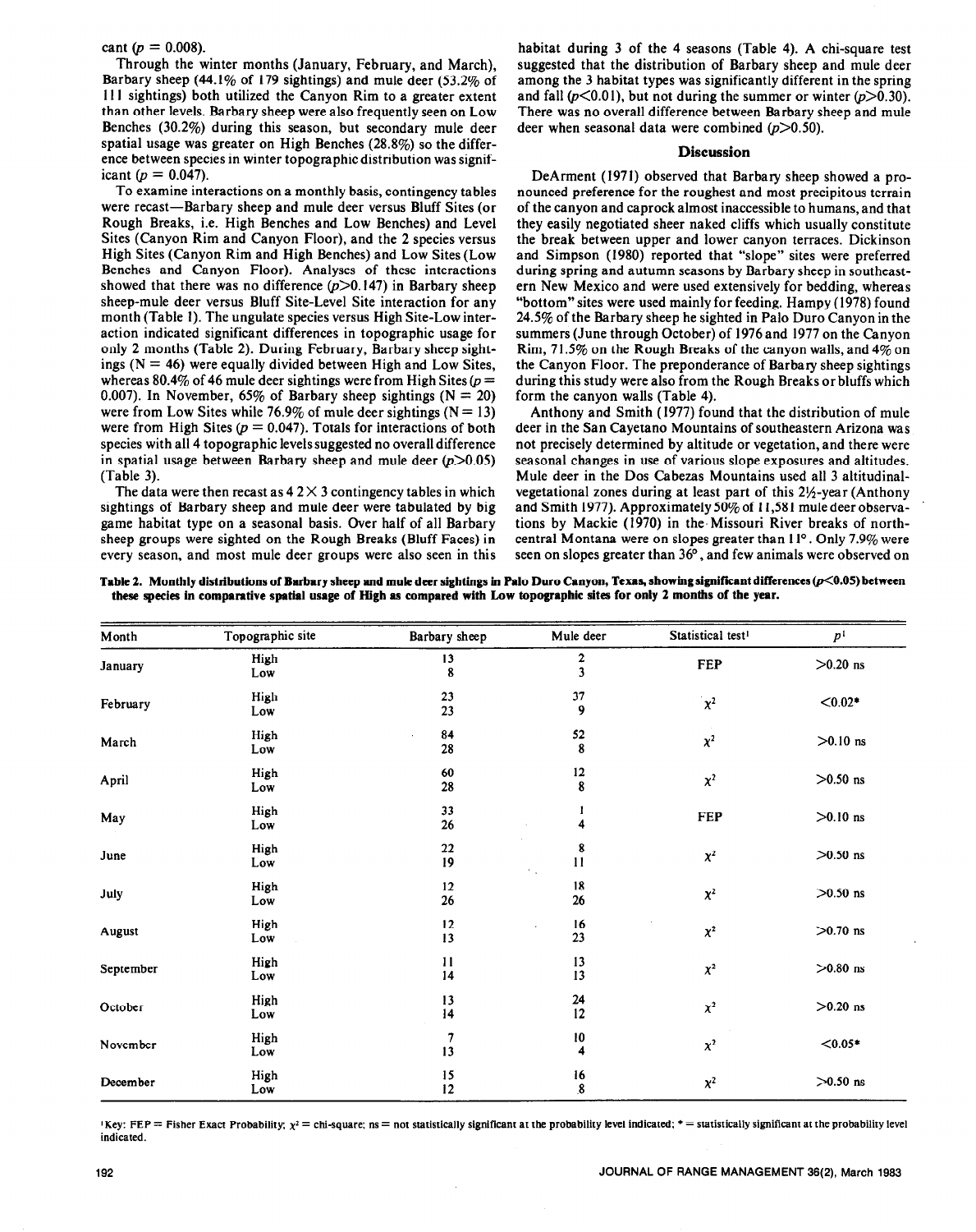cant ($p = 0.008$).

Through the winter months (January, February, and March), Barbary sheep (44.1% of 179 sightings) and mule deer (53.2% of 111 sightings) both utilized the Canyon Rim to a greater extent than other levels. Barbary sheep were also frequently seen on Low Benches (30.2%) during this season, but secondary mule deer spatial usage was greater on High Benches (28.8%) so the difference between species in winter topographic distribution was significant ($p = 0.047$).

To examine interactions on a monthly basis, contingency tables were recast—Barbary sheep and mule deer versus Bluff Sites (or Rough Breaks, i.e. High Benches and Low Benches) and Level Sites (Canyon Rim and Canyon Floor), and the 2 species versus High Sites (Canyon Rim and High Benches) and Low Sites (Low Benches and Canyon Floor). Analyses of these interactions showed that there was no difference ($p > 0.147$) in Barbary sheep sheep-mule deer versus Bluff Site-Level Site interaction for any month (Table 1). The ungulate species versus High Site-Low interaction indicated significant differences in topographic usage for only 2 months (Table 2). During February, Barbary sheep sightings (N = 46) were equally divided between High and Low Sites, whereas 80.4% of 46 mule deer sightings were from High Sites ($p = 0.007$). In November, 65% of Barbary sheep sightings (N = 20) were from Low Sites while 76.9% of mule deer sightings (N = 13) were from High Sites ($p = 0.047$). Totals for interactions of both species with all 4 topographic levels suggested no overall difference in spatial usage between Barbary sheep and mule deer ($p > 0.05$) (Table 3).

The data were then recast as 4 2 × 3 contingency tables in which sightings of Barbary sheep and mule deer were tabulated by big game habitat type on a seasonal basis. Over half of all Barbary sheep groups were sighted on the Rough Breaks (Bluff Faces) in every season, and most mule deer groups were also seen in this habitat during 3 of the 4 seasons (Table 4). A chi-square test suggested that the distribution of Barbary sheep and mule deer among the 3 habitat types was significantly different in the spring and fall ($p < 0.01$), but not during the summer or winter ($p > 0.30$). There was no overall difference between Barbary sheep and mule deer when seasonal data were combined ($p > 0.50$).

## Discussion

DeArment (1971) observed that Barbary sheep showed a pronounced preference for the roughest and most precipitous terrain of the canyon and caprock almost inaccessible to humans, and that they easily negotiated sheer naked cliffs which usually constitute the break between upper and lower canyon terraces. Dickinson and Simpson (1980) reported that "slope" sites were preferred during spring and autumn seasons by Barbary sheep in southeastern New Mexico and were used extensively for bedding, whereas "bottom" sites were used mainly for feeding. Hampy (1978) found 24.5% of the Barbary sheep he sighted in Palo Duro Canyon in the summers (June through October) of 1976 and 1977 on the Canyon Rim, 71.5% on the Rough Breaks of the canyon walls, and 4% on the Canyon Floor. The preponderance of Barbary sheep sightings during this study were also from the Rough Breaks or bluffs which form the canyon walls (Table 4).

Anthony and Smith (1977) found that the distribution of mule deer in the San Cayetano Mountains of southeastern Arizona was not precisely determined by altitude or vegetation, and there were seasonal changes in use of various slope exposures and altitudes. Mule deer in the Dos Cabezas Mountains used all 3 altitudinal-vegetational zones during at least part of this 2½-year (Anthony and Smith 1977). Approximately 50% of 11,581 mule deer observations by Mackie (1970) in the Missouri River breaks of north-central Montana were on slopes greater than 11°. Only 7.9% were seen on slopes greater than 36°, and few animals were observed on

**Table 2. Monthly distributions of Barbary sheep and mule deer sightings in Palo Duro Canyon, Texas, showing significant differences ($p < 0.05$) between these species in comparative spatial usage of High as compared with Low topographic sites for only 2 months of the year.**

| Month | Topographic site | Barbary sheep | Mule deer | Statistical test[1] | p[1] |
|---|---|---|---|---|---|
| January | High | 13 | 2 | FEP | >0.20 ns |
| | Low | 8 | 3 | | |
| February | High | 23 | 37 | $\chi^2$ | <0.02* |
| | Low | 23 | 9 | | |
| March | High | 84 | 52 | $\chi^2$ | >0.10 ns |
| | Low | 28 | 8 | | |
| April | High | 60 | 12 | $\chi^2$ | >0.50 ns |
| | Low | 28 | 8 | | |
| May | High | 33 | 1 | FEP | >0.10 ns |
| | Low | 26 | 4 | | |
| June | High | 22 | 8 | $\chi^2$ | >0.50 ns |
| | Low | 19 | 11 | | |
| July | High | 12 | 18 | $\chi^2$ | >0.50 ns |
| | Low | 26 | 26 | | |
| August | High | 12 | 16 | $\chi^2$ | >0.70 ns |
| | Low | 13 | 23 | | |
| September | High | 11 | 13 | $\chi^2$ | >0.80 ns |
| | Low | 14 | 13 | | |
| October | High | 13 | 24 | $\chi^2$ | >0.20 ns |
| | Low | 14 | 12 | | |
| November | High | 7 | 10 | $\chi^2$ | <0.05* |
| | Low | 13 | 4 | | |
| December | High | 15 | 16 | $\chi^2$ | >0.50 ns |
| | Low | 12 | 8 | | |

[1]Key: FEP = Fisher Exact Probability; $\chi^2$ = chi-square; ns = not statistically significant at the probability level indicated; * = statistically significant at the probability level indicated.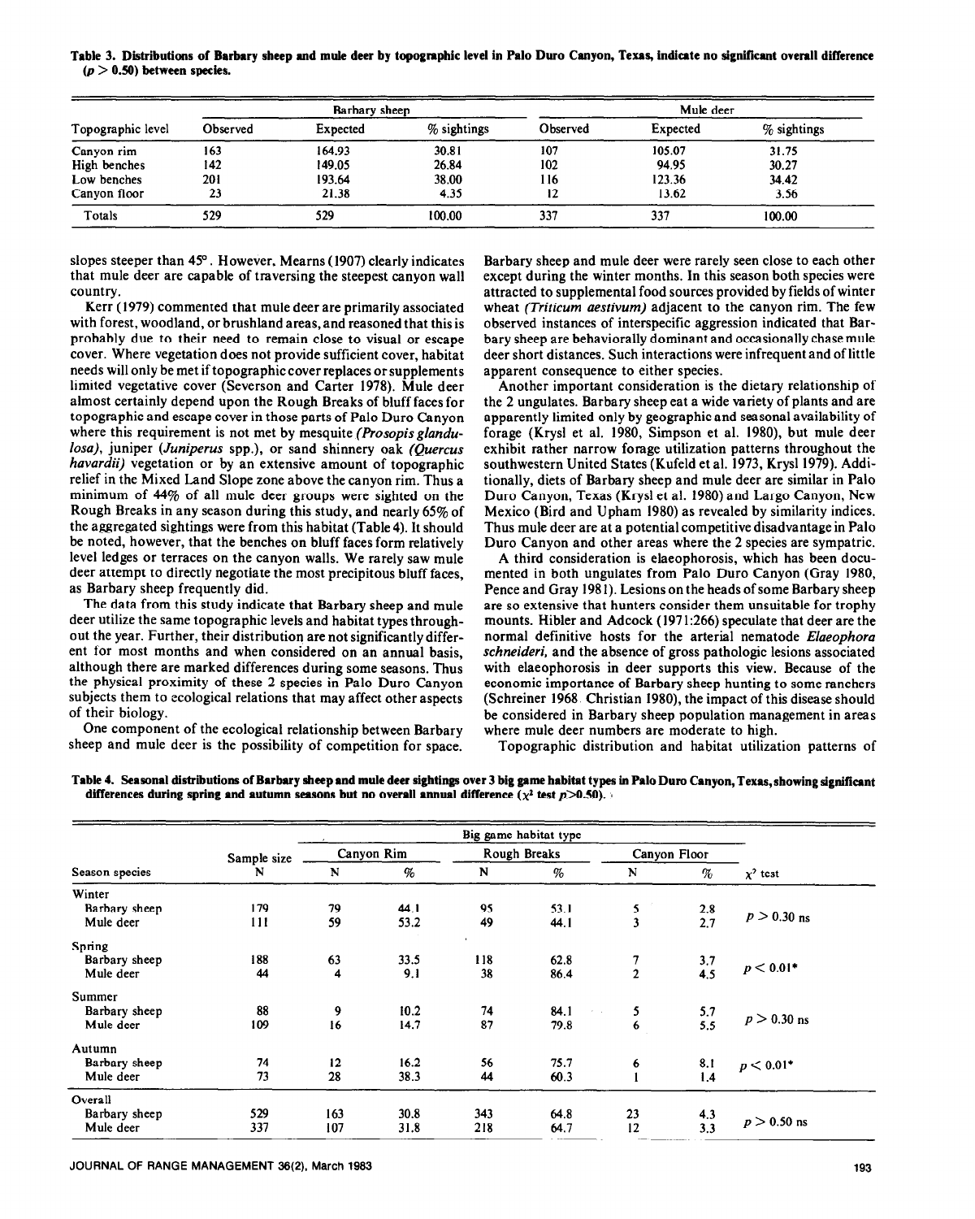**Table 3. Distributions of Barbary sheep and mule deer by topographic level in Palo Duro Canyon, Texas, indicate no significant overall difference ($p > 0.50$) between species.**

| Topographic level | Barbary sheep | | | Mule deer | | |
|---|---|---|---|---|---|---|
| | Observed | Expected | % sightings | Observed | Expected | % sightings |
| Canyon rim | 163 | 164.93 | 30.81 | 107 | 105.07 | 31.75 |
| High benches | 142 | 149.05 | 26.84 | 102 | 94.95 | 30.27 |
| Low benches | 201 | 193.64 | 38.00 | 116 | 123.36 | 34.42 |
| Canyon floor | 23 | 21.38 | 4.35 | 12 | 13.62 | 3.56 |
| Totals | 529 | 529 | 100.00 | 337 | 337 | 100.00 |

slopes steeper than 45°. However, Mearns (1907) clearly indicates that mule deer are capable of traversing the steepest canyon wall country.

Kerr (1979) commented that mule deer are primarily associated with forest, woodland, or brushland areas, and reasoned that this is probably due to their need to remain close to visual or escape cover. Where vegetation does not provide sufficient cover, habitat needs will only be met if topographic cover replaces or supplements limited vegetative cover (Severson and Carter 1978). Mule deer almost certainly depend upon the Rough Breaks of bluff faces for topographic and escape cover in those parts of Palo Duro Canyon where this requirement is not met by mesquite (*Prosopis glandulosa*), juniper (*Juniperus* spp.), or sand shinnery oak (*Quercus havardii*) vegetation or by an extensive amount of topographic relief in the Mixed Land Slope zone above the canyon rim. Thus a minimum of 44% of all mule deer groups were sighted on the Rough Breaks in any season during this study, and nearly 65% of the aggregated sightings were from this habitat (Table 4). It should be noted, however, that the benches on bluff faces form relatively level ledges or terraces on the canyon walls. We rarely saw mule deer attempt to directly negotiate the most precipitous bluff faces, as Barbary sheep frequently did.

The data from this study indicate that Barbary sheep and mule deer utilize the same topographic levels and habitat types throughout the year. Further, their distribution are not significantly different for most months and when considered on an annual basis, although there are marked differences during some seasons. Thus the physical proximity of these 2 species in Palo Duro Canyon subjects them to ecological relations that may affect other aspects of their biology.

One component of the ecological relationship between Barbary sheep and mule deer is the possibility of competition for space. Barbary sheep and mule deer were rarely seen close to each other except during the winter months. In this season both species were attracted to supplemental food sources provided by fields of winter wheat (*Triticum aestivum*) adjacent to the canyon rim. The few observed instances of interspecific aggression indicated that Barbary sheep are behaviorally dominant and occasionally chase mule deer short distances. Such interactions were infrequent and of little apparent consequence to either species.

Another important consideration is the dietary relationship of the 2 ungulates. Barbary sheep eat a wide variety of plants and are apparently limited only by geographic and seasonal availability of forage (Krysl et al. 1980, Simpson et al. 1980), but mule deer exhibit rather narrow forage utilization patterns throughout the southwestern United States (Kufeld et al. 1973, Krysl 1979). Additionally, diets of Barbary sheep and mule deer are similar in Palo Duro Canyon, Texas (Krysl et al. 1980) and Largo Canyon, New Mexico (Bird and Upham 1980) as revealed by similarity indices. Thus mule deer are at a potential competitive disadvantage in Palo Duro Canyon and other areas where the 2 species are sympatric.

A third consideration is elaeophorosis, which has been documented in both ungulates from Palo Duro Canyon (Gray 1980, Pence and Gray 1981). Lesions on the heads of some Barbary sheep are so extensive that hunters consider them unsuitable for trophy mounts. Hibler and Adcock (1971:266) speculate that deer are the normal definitive hosts for the arterial nematode *Elaeophora schneideri*, and the absence of gross pathologic lesions associated with elaeophorosis in deer supports this view. Because of the economic importance of Barbary sheep hunting to some ranchers (Schreiner 1968, Christian 1980), the impact of this disease should be considered in Barbary sheep population management in areas where mule deer numbers are moderate to high.

Topographic distribution and habitat utilization patterns of

**Table 4. Seasonal distributions of Barbary sheep and mule deer sightings over 3 big game habitat types in Palo Duro Canyon, Texas, showing significant differences during spring and autumn seasons but no overall annual difference ($\chi^2$ test $p > 0.50$).**

| Season species | Sample size N | Canyon Rim N | Canyon Rim % | Rough Breaks N | Rough Breaks % | Canyon Floor N | Canyon Floor % | $\chi^2$ test |
|---|---|---|---|---|---|---|---|---|
| Winter | | | | | | | | |
| Barbary sheep | 179 | 79 | 44.1 | 95 | 53.1 | 5 | 2.8 | $p > 0.30$ ns |
| Mule deer | 111 | 59 | 53.2 | 49 | 44.1 | 3 | 2.7 | |
| Spring | | | | | | | | |
| Barbary sheep | 188 | 63 | 33.5 | 118 | 62.8 | 7 | 3.7 | $p < 0.01$* |
| Mule deer | 44 | 4 | 9.1 | 38 | 86.4 | 2 | 4.5 | |
| Summer | | | | | | | | |
| Barbary sheep | 88 | 9 | 10.2 | 74 | 84.1 | 5 | 5.7 | $p > 0.30$ ns |
| Mule deer | 109 | 16 | 14.7 | 87 | 79.8 | 6 | 5.5 | |
| Autumn | | | | | | | | |
| Barbary sheep | 74 | 12 | 16.2 | 56 | 75.7 | 6 | 8.1 | $p < 0.01$* |
| Mule deer | 73 | 28 | 38.3 | 44 | 60.3 | 1 | 1.4 | |
| Overall | | | | | | | | |
| Barbary sheep | 529 | 163 | 30.8 | 343 | 64.8 | 23 | 4.3 | $p > 0.50$ ns |
| Mule deer | 337 | 107 | 31.8 | 218 | 64.7 | 12 | 3.3 | |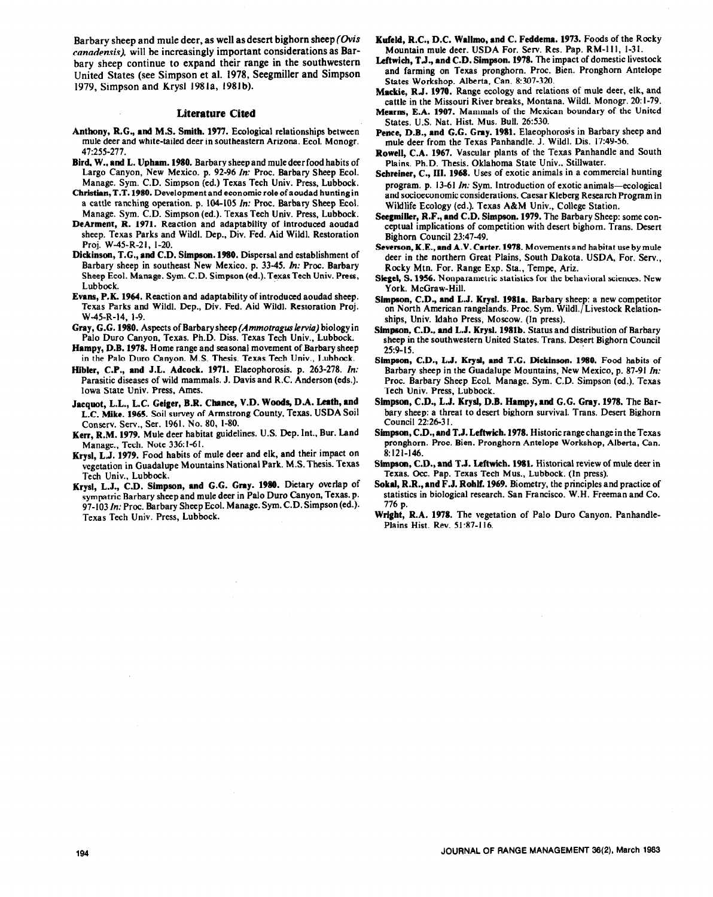Barbary sheep and mule deer, as well as desert bighorn sheep *(Ovis canadensis)*, will be increasingly important considerations as Barbary sheep continue to expand their range in the southwestern United States (see Simpson et al. 1978, Seegmiller and Simpson 1979, Simpson and Krysl 1981a, 1981b).

## Literature Cited

**Anthony, R.G., and M.S. Smith. 1977.** Ecological relationships between mule deer and white-tailed deer in southeastern Arizona. Ecol. Monogr. 47:255-277.

**Bird, W., and L. Upham. 1980.** Barbary sheep and mule deer food habits of Largo Canyon, New Mexico. p. 92-96 *In:* Proc. Barbary Sheep Ecol. Manage. Sym. C.D. Simpson (ed.) Texas Tech Univ. Press, Lubbock.

**Christian, T.T. 1980.** Development and economic role of aoudad hunting in a cattle ranching operation. p. 104-105 *In:* Proc. Barbary Sheep Ecol. Manage. Sym. C.D. Simpson (ed.). Texas Tech Univ. Press, Lubbock.

**DeArment, R. 1971.** Reaction and adaptability of introduced aoudad sheep. Texas Parks and Wildl. Dep., Div. Fed. Aid Wildl. Restoration Proj. W-45-R-21, 1-20.

**Dickinson, T.G., and C.D. Simpson. 1980.** Dispersal and establishment of Barbary sheep in southeast New Mexico. p. 33-45. *In:* Proc. Barbary Sheep Ecol. Manage. Sym. C.D. Simpson (ed.). Texas Tech Univ. Press, Lubbock.

**Evans, P.K. 1964.** Reaction and adaptability of introduced aoudad sheep. Texas Parks and Wildl. Dep., Div. Fed. Aid Wildl. Restoration Proj. W-45-R-14, 1-9.

**Gray, G.G. 1980.** Aspects of Barbary sheep *(Ammotragus lervia)* biology in Palo Duro Canyon, Texas. Ph.D. Diss. Texas Tech Univ., Lubbock.

**Hampy, D.B. 1978.** Home range and seasonal movement of Barbary sheep in the Palo Duro Canyon. M.S. Thesis. Texas Tech Univ., Lubbock.

**Hibler, C.P., and J.L. Adcock. 1971.** Elaeophorosis. p. 263-278. *In:* Parasitic diseases of wild mammals. J. Davis and R.C. Anderson (eds.). Iowa State Univ. Press, Ames.

**Jacquot, L.L., L.C. Geiger, B.R. Chance, V.D. Woods, D.A. Leath, and L.C. Mike. 1965.** Soil survey of Armstrong County, Texas. USDA Soil Conserv. Serv., Ser. 1961. No. 80, 1-80.

**Kerr, R.M. 1979.** Mule deer habitat guidelines. U.S. Dep. Int., Bur. Land Manage., Tech. Note 336:1-61.

**Krysl, L.J. 1979.** Food habits of mule deer and elk, and their impact on vegetation in Guadalupe Mountains National Park. M.S. Thesis. Texas Tech Univ., Lubbock.

**Krysl, L.J., C.D. Simpson, and G.G. Gray. 1980.** Dietary overlap of sympatric Barbary sheep and mule deer in Palo Duro Canyon, Texas. p. 97-103 *In:* Proc. Barbary Sheep Ecol. Manage. Sym. C.D. Simpson (ed.). Texas Tech Univ. Press, Lubbock.

**Kufeld, R.C., D.C. Wallmo, and C. Feddema. 1973.** Foods of the Rocky Mountain mule deer. USDA For. Serv. Res. Pap. RM-111, 1-31.

**Leftwich, T.J., and C.D. Simpson. 1978.** The impact of domestic livestock and farming on Texas pronghorn. Proc. Bien. Pronghorn Antelope States Workshop. Alberta, Can. 8:307-320.

**Mackie, R.J. 1970.** Range ecology and relations of mule deer, elk, and cattle in the Missouri River breaks, Montana. Wildl. Monogr. 20:1-79.

**Mearns, E.A. 1907.** Mammals of the Mexican boundary of the United States. U.S. Nat. Hist. Mus. Bull. 26:530.

**Pence, D.B., and G.G. Gray. 1981.** Elaeophorosis in Barbary sheep and mule deer from the Texas Panhandle. J. Wildl. Dis. 17:49-56.

**Rowell, C.A. 1967.** Vascular plants of the Texas Panhandle and South Plains. Ph.D. Thesis. Oklahoma State Univ., Stillwater.

**Schreiner, C., III. 1968.** Uses of exotic animals in a commercial hunting program. p. 13-61 *In:* Sym. Introduction of exotic animals—ecological and socioeconomic considerations. Caesar Kleberg Research Program in Wildlife Ecology (ed.). Texas A&M Univ., College Station.

**Seegmiller, R.F., and C.D. Simpson. 1979.** The Barbary Sheep: some conceptual implications of competition with desert bighorn. Trans. Desert Bighorn Council 23:47-49.

**Severson, K.E., and A.V. Carter. 1978.** Movements and habitat use by mule deer in the northern Great Plains, South Dakota. USDA, For. Serv., Rocky Mtn. For. Range Exp. Sta., Tempe, Ariz.

**Siegel, S. 1956.** Nonparametric statistics for the behavioral sciences. New York. McGraw-Hill.

**Simpson, C.D., and L.J. Krysl. 1981a.** Barbary sheep: a new competitor on North American rangelands. Proc. Sym. Wildl./Livestock Relationships, Univ. Idaho Press, Moscow. (In press).

**Simpson, C.D., and L.J. Krysl. 1981b.** Status and distribution of Barbary sheep in the southwestern United States. Trans. Desert Bighorn Council 25:9-15.

**Simpson, C.D., L.J. Krysl, and T.G. Dickinson. 1980.** Food habits of Barbary sheep in the Guadalupe Mountains, New Mexico, p. 87-91 *In:* Proc. Barbary Sheep Ecol. Manage. Sym. C.D. Simpson (ed.). Texas Tech Univ. Press, Lubbock.

**Simpson, C.D., L.J. Krysl, D.B. Hampy, and G.G. Gray. 1978.** The Barbary sheep: a threat to desert bighorn survival. Trans. Desert Bighorn Council 22:26-31.

**Simpson, C.D., and T.J. Leftwich. 1978.** Historic range change in the Texas pronghorn. Proc. Bien. Pronghorn Antelope Workshop, Alberta, Can. 8:121-146.

**Simpson, C.D., and T.J. Leftwich. 1981.** Historical review of mule deer in Texas. Occ. Pap. Texas Tech Mus., Lubbock. (In press).

**Sokal, R.R., and F.J. Rohlf. 1969.** Biometry, the principles and practice of statistics in biological research. San Francisco. W.H. Freeman and Co. 776 p.

**Wright, R.A. 1978.** The vegetation of Palo Duro Canyon. Panhandle-Plains Hist. Rev. 51:87-116.